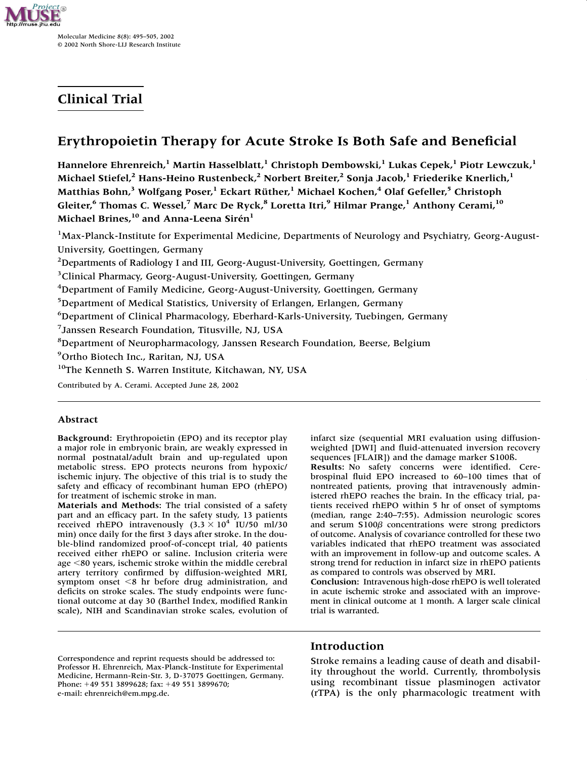## Clinical Trial

# Erythropoietin Therapy for Acute Stroke Is Both Safe and Beneficial

**Hannelore Ehrenreich,[1] Martin Hasselblatt,[1] Christoph Dembowski,[1] Lukas Cepek,[1] Piotr Lewczuk,[1] Michael Stiefel,[2] Hans-Heino Rustenbeck,[2] Norbert Breiter,[2] Sonja Jacob,[1] Friederike Knerlich,[1] Matthias Bohn,[3] Wolfgang Poser,[1] Eckart Rüther,[1] Michael Kochen,[4] Olaf Gefeller,[5] Christoph Gleiter,[6] Thomas C. Wessel,[7] Marc De Ryck,[8] Loretta Itri,[9] Hilmar Prange,[1] Anthony Cerami,[10] Michael Brines,[10] and Anna-Leena Sirén[1]**

[1]Max-Planck-Institute for Experimental Medicine, Departments of Neurology and Psychiatry, Georg-August-University, Goettingen, Germany

[2]Departments of Radiology I and III, Georg-August-University, Goettingen, Germany

[3]Clinical Pharmacy, Georg-August-University, Goettingen, Germany

[4]Department of Family Medicine, Georg-August-University, Goettingen, Germany

[5]Department of Medical Statistics, University of Erlangen, Erlangen, Germany

[6]Department of Clinical Pharmacology, Eberhard-Karls-University, Tuebingen, Germany

[7]Janssen Research Foundation, Titusville, NJ, USA

[8]Department of Neuropharmacology, Janssen Research Foundation, Beerse, Belgium

[9]Ortho Biotech Inc., Raritan, NJ, USA

[10]The Kenneth S. Warren Institute, Kitchawan, NY, USA

Contributed by A. Cerami. Accepted June 28, 2002

## Abstract

**Background**: Erythropoietin (EPO) and its receptor play a major role in embryonic brain, are weakly expressed in normal postnatal/adult brain and up-regulated upon metabolic stress. EPO protects neurons from hypoxic/ischemic injury. The objective of this trial is to study the safety and efficacy of recombinant human EPO (rhEPO) for treatment of ischemic stroke in man.

**Materials and Methods**: The trial consisted of a safety part and an efficacy part. In the safety study, 13 patients received rhEPO intravenously ($3.3 \times 10^4$ IU/50 ml/30 min) once daily for the first 3 days after stroke. In the double-blind randomized proof-of-concept trial, 40 patients received either rhEPO or saline. Inclusion criteria were age <80 years, ischemic stroke within the middle cerebral artery territory confirmed by diffusion-weighted MRI, symptom onset <8 hr before drug administration, and deficits on stroke scales. The study endpoints were functional outcome at day 30 (Barthel Index, modified Rankin scale), NIH and Scandinavian stroke scales, evolution of infarct size (sequential MRI evaluation using diffusion-weighted [DWI] and fluid-attenuated inversion recovery sequences [FLAIR]) and the damage marker S100ß.

**Results**: No safety concerns were identified. Cerebrospinal fluid EPO increased to 60–100 times that of nontreated patients, proving that intravenously administered rhEPO reaches the brain. In the efficacy trial, patients received rhEPO within 5 hr of onset of symptoms (median, range 2:40–7:55). Admission neurologic scores and serum S100$\beta$ concentrations were strong predictors of outcome. Analysis of covariance controlled for these two variables indicated that rhEPO treatment was associated with an improvement in follow-up and outcome scales. A strong trend for reduction in infarct size in rhEPO patients as compared to controls was observed by MRI.

**Conclusion**: Intravenous high-dose rhEPO is well tolerated in acute ischemic stroke and associated with an improvement in clinical outcome at 1 month. A larger scale clinical trial is warranted.

Correspondence and reprint requests should be addressed to: Professor H. Ehrenreich, Max-Planck-Institute for Experimental Medicine, Hermann-Rein-Str. 3, D-37075 Goettingen, Germany. Phone: +49 551 3899628; fax: +49 551 3899670; e-mail: ehrenreich@em.mpg.de.

## Introduction

Stroke remains a leading cause of death and disability throughout the world. Currently, thrombolysis using recombinant tissue plasminogen activator (rTPA) is the only pharmacologic treatment with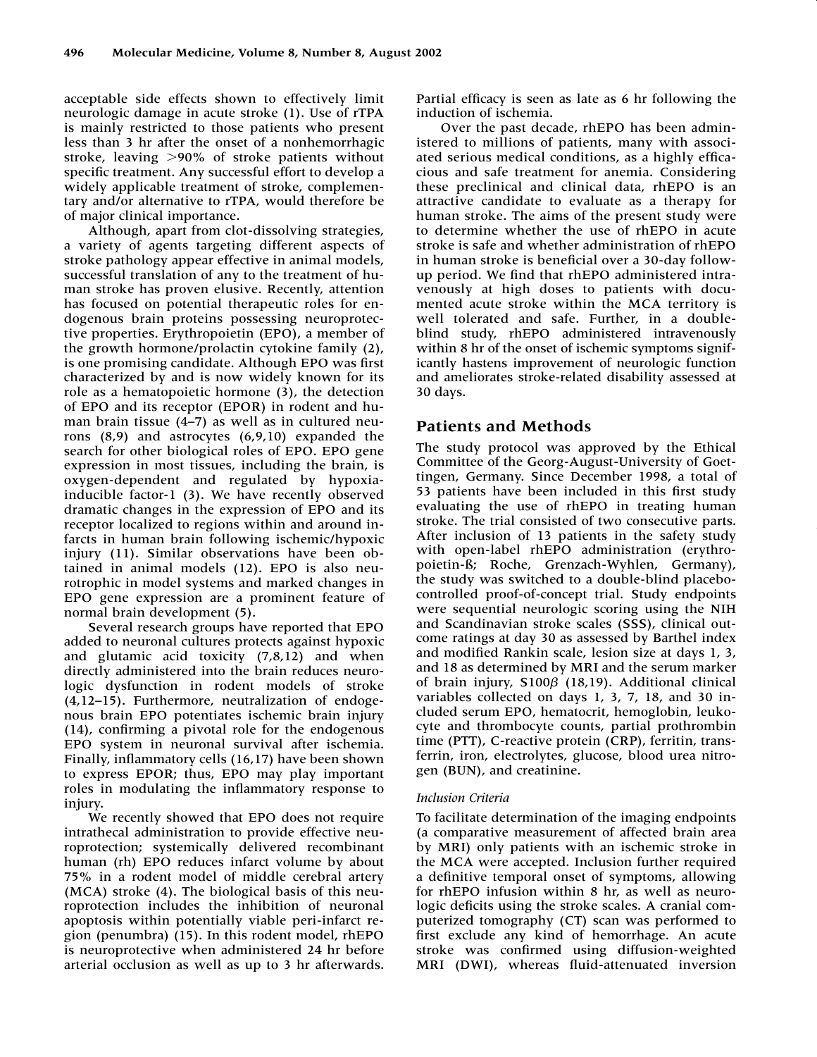acceptable side effects shown to effectively limit neurologic damage in acute stroke (1). Use of rTPA is mainly restricted to those patients who present less than 3 hr after the onset of a nonhemorrhagic stroke, leaving >90% of stroke patients without specific treatment. Any successful effort to develop a widely applicable treatment of stroke, complementary and/or alternative to rTPA, would therefore be of major clinical importance.

Although, apart from clot-dissolving strategies, a variety of agents targeting different aspects of stroke pathology appear effective in animal models, successful translation of any to the treatment of human stroke has proven elusive. Recently, attention has focused on potential therapeutic roles for endogenous brain proteins possessing neuroprotective properties. Erythropoietin (EPO), a member of the growth hormone/prolactin cytokine family (2), is one promising candidate. Although EPO was first characterized by and is now widely known for its role as a hematopoietic hormone (3), the detection of EPO and its receptor (EPOR) in rodent and human brain tissue (4–7) as well as in cultured neurons (8,9) and astrocytes (6,9,10) expanded the search for other biological roles of EPO. EPO gene expression in most tissues, including the brain, is oxygen-dependent and regulated by hypoxia-inducible factor-1 (3). We have recently observed dramatic changes in the expression of EPO and its receptor localized to regions within and around infarcts in human brain following ischemic/hypoxic injury (11). Similar observations have been obtained in animal models (12). EPO is also neurotrophic in model systems and marked changes in EPO gene expression are a prominent feature of normal brain development (5).

Several research groups have reported that EPO added to neuronal cultures protects against hypoxic and glutamic acid toxicity (7,8,12) and when directly administered into the brain reduces neurologic dysfunction in rodent models of stroke (4,12–15). Furthermore, neutralization of endogenous brain EPO potentiates ischemic brain injury (14), confirming a pivotal role for the endogenous EPO system in neuronal survival after ischemia. Finally, inflammatory cells (16,17) have been shown to express EPOR; thus, EPO may play important roles in modulating the inflammatory response to injury.

We recently showed that EPO does not require intrathecal administration to provide effective neuroprotection; systemically delivered recombinant human (rh) EPO reduces infarct volume by about 75% in a rodent model of middle cerebral artery (MCA) stroke (4). The biological basis of this neuroprotection includes the inhibition of neuronal apoptosis within potentially viable peri-infarct region (penumbra) (15). In this rodent model, rhEPO is neuroprotective when administered 24 hr before arterial occlusion as well as up to 3 hr afterwards. Partial efficacy is seen as late as 6 hr following the induction of ischemia.

Over the past decade, rhEPO has been administered to millions of patients, many with associated serious medical conditions, as a highly efficacious and safe treatment for anemia. Considering these preclinical and clinical data, rhEPO is an attractive candidate to evaluate as a therapy for human stroke. The aims of the present study were to determine whether the use of rhEPO in acute stroke is safe and whether administration of rhEPO in human stroke is beneficial over a 30-day follow-up period. We find that rhEPO administered intravenously at high doses to patients with documented acute stroke within the MCA territory is well tolerated and safe. Further, in a double-blind study, rhEPO administered intravenously within 8 hr of the onset of ischemic symptoms significantly hastens improvement of neurologic function and ameliorates stroke-related disability assessed at 30 days.

## Patients and Methods

The study protocol was approved by the Ethical Committee of the Georg-August-University of Goettingen, Germany. Since December 1998, a total of 53 patients have been included in this first study evaluating the use of rhEPO in treating human stroke. The trial consisted of two consecutive parts. After inclusion of 13 patients in the safety study with open-label rhEPO administration (erythropoietin-ß; Roche, Grenzach-Wyhlen, Germany), the study was switched to a double-blind placebo-controlled proof-of-concept trial. Study endpoints were sequential neurologic scoring using the NIH and Scandinavian stroke scales (SSS), clinical outcome ratings at day 30 as assessed by Barthel index and modified Rankin scale, lesion size at days 1, 3, and 18 as determined by MRI and the serum marker of brain injury, S100$\beta$ (18,19). Additional clinical variables collected on days 1, 3, 7, 18, and 30 included serum EPO, hematocrit, hemoglobin, leukocyte and thrombocyte counts, partial prothrombin time (PTT), C-reactive protein (CRP), ferritin, transferrin, iron, electrolytes, glucose, blood urea nitrogen (BUN), and creatinine.

### *Inclusion Criteria*

To facilitate determination of the imaging endpoints (a comparative measurement of affected brain area by MRI) only patients with an ischemic stroke in the MCA were accepted. Inclusion further required a definitive temporal onset of symptoms, allowing for rhEPO infusion within 8 hr, as well as neurologic deficits using the stroke scales. A cranial computerized tomography (CT) scan was performed to first exclude any kind of hemorrhage. An acute stroke was confirmed using diffusion-weighted MRI (DWI), whereas fluid-attenuated inversion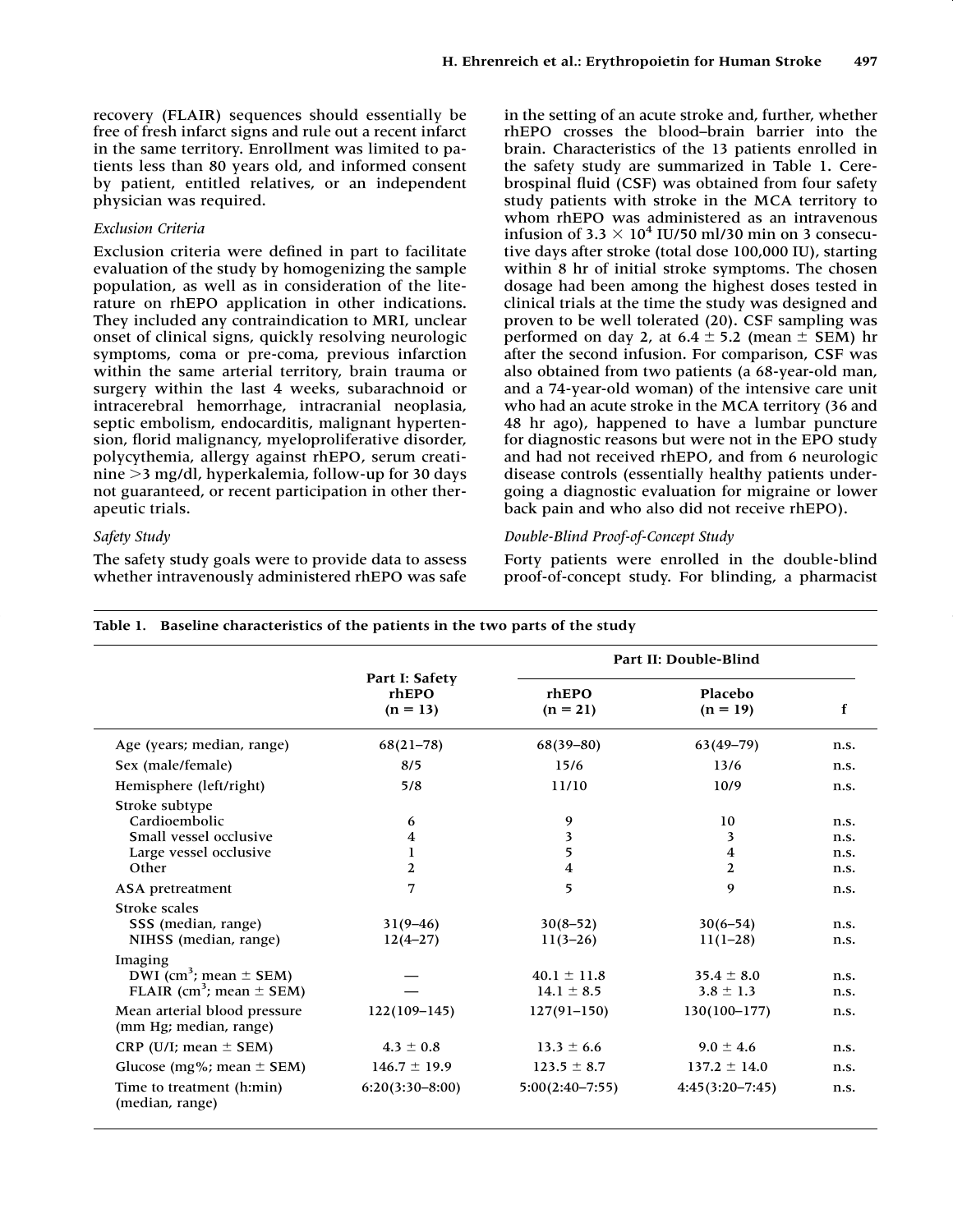recovery (FLAIR) sequences should essentially be free of fresh infarct signs and rule out a recent infarct in the same territory. Enrollment was limited to patients less than 80 years old, and informed consent by patient, entitled relatives, or an independent physician was required.

### *Exclusion Criteria*

Exclusion criteria were defined in part to facilitate evaluation of the study by homogenizing the sample population, as well as in consideration of the literature on rhEPO application in other indications. They included any contraindication to MRI, unclear onset of clinical signs, quickly resolving neurologic symptoms, coma or pre-coma, previous infarction within the same arterial territory, brain trauma or surgery within the last 4 weeks, subarachnoid or intracerebral hemorrhage, intracranial neoplasia, septic embolism, endocarditis, malignant hypertension, florid malignancy, myeloproliferative disorder, polycythemia, allergy against rhEPO, serum creatinine >3 mg/dl, hyperkalemia, follow-up for 30 days not guaranteed, or recent participation in other therapeutic trials.

### *Safety Study*

The safety study goals were to provide data to assess whether intravenously administered rhEPO was safe in the setting of an acute stroke and, further, whether rhEPO crosses the blood–brain barrier into the brain. Characteristics of the 13 patients enrolled in the safety study are summarized in Table 1. Cerebrospinal fluid (CSF) was obtained from four safety study patients with stroke in the MCA territory to whom rhEPO was administered as an intravenous infusion of $3.3 \times 10^4$ IU/50 ml/30 min on 3 consecutive days after stroke (total dose 100,000 IU), starting within 8 hr of initial stroke symptoms. The chosen dosage had been among the highest doses tested in clinical trials at the time the study was designed and proven to be well tolerated (20). CSF sampling was performed on day 2, at $6.4 \pm 5.2$ (mean ± SEM) hr after the second infusion. For comparison, CSF was also obtained from two patients (a 68-year-old man, and a 74-year-old woman) of the intensive care unit who had an acute stroke in the MCA territory (36 and 48 hr ago), happened to have a lumbar puncture for diagnostic reasons but were not in the EPO study and had not received rhEPO, and from 6 neurologic disease controls (essentially healthy patients undergoing a diagnostic evaluation for migraine or lower back pain and who also did not receive rhEPO).

### *Double-Blind Proof-of-Concept Study*

Forty patients were enrolled in the double-blind proof-of-concept study. For blinding, a pharmacist

**Table 1. Baseline characteristics of the patients in the two parts of the study**

| | Part I: Safety rhEPO (n = 13) | Part II: Double-Blind | | |
|---|---|---|---|---|
| | | rhEPO (n = 21) | Placebo (n = 19) | f |
| Age (years; median, range) | 68(21–78) | 68(39–80) | 63(49–79) | n.s. |
| Sex (male/female) | 8/5 | 15/6 | 13/6 | n.s. |
| Hemisphere (left/right) | 5/8 | 11/10 | 10/9 | n.s. |
| Stroke subtype | | | | |
| Cardioembolic | 6 | 9 | 10 | n.s. |
| Small vessel occlusive | 4 | 3 | 3 | n.s. |
| Large vessel occlusive | 1 | 5 | 4 | n.s. |
| Other | 2 | 4 | 2 | n.s. |
| ASA pretreatment | 7 | 5 | 9 | n.s. |
| Stroke scales | | | | |
| SSS (median, range) | 31(9–46) | 30(8–52) | 30(6–54) | n.s. |
| NIHSS (median, range) | 12(4–27) | 11(3–26) | 11(1–28) | n.s. |
| Imaging | | | | |
| DWI ($cm^3$; mean ± SEM) | — | $40.1 \pm 11.8$ | $35.4 \pm 8.0$ | n.s. |
| FLAIR ($cm^3$; mean ± SEM) | — | $14.1 \pm 8.5$ | $3.8 \pm 1.3$ | n.s. |
| Mean arterial blood pressure (mm Hg; median, range) | 122(109–145) | 127(91–150) | 130(100–177) | n.s. |
| CRP (U/I; mean ± SEM) | $4.3 \pm 0.8$ | $13.3 \pm 6.6$ | $9.0 \pm 4.6$ | n.s. |
| Glucose (mg%; mean ± SEM) | $146.7 \pm 19.9$ | $123.5 \pm 8.7$ | $137.2 \pm 14.0$ | n.s. |
| Time to treatment (h:min) (median, range) | 6:20(3:30–8:00) | 5:00(2:40–7:55) | 4:45(3:20–7:45) | n.s. |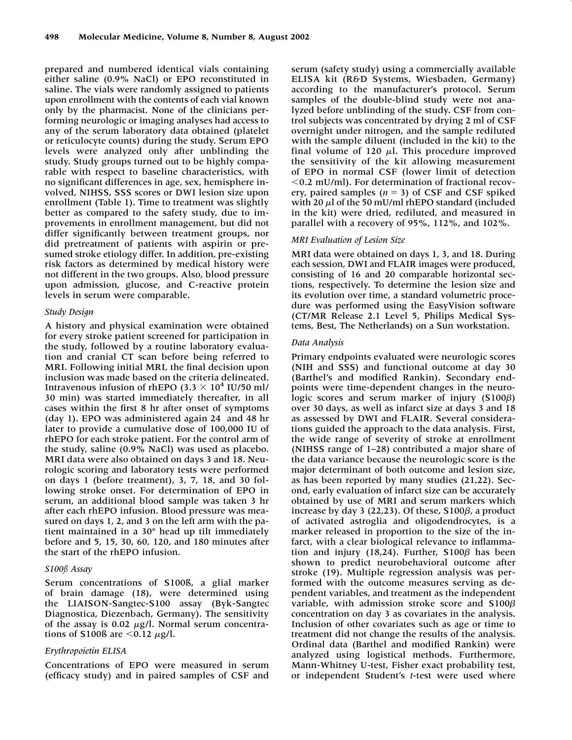prepared and numbered identical vials containing either saline (0.9% NaCl) or EPO reconstituted in saline. The vials were randomly assigned to patients upon enrollment with the contents of each vial known only by the pharmacist. None of the clinicians performing neurologic or imaging analyses had access to any of the serum laboratory data obtained (platelet or reticulocyte counts) during the study. Serum EPO levels were analyzed only after unblinding the study. Study groups turned out to be highly comparable with respect to baseline characteristics, with no significant differences in age, sex, hemisphere involved, NIHSS, SSS scores or DWI lesion size upon enrollment (Table 1). Time to treatment was slightly better as compared to the safety study, due to improvements in enrollment management, but did not differ significantly between treatment groups, nor did pretreatment of patients with aspirin or presumed stroke etiology differ. In addition, pre-existing risk factors as determined by medical history were not different in the two groups. Also, blood pressure upon admission, glucose, and C-reactive protein levels in serum were comparable.

### *Study Design*

A history and physical examination were obtained for every stroke patient screened for participation in the study, followed by a routine laboratory evaluation and cranial CT scan before being referred to MRI. Following initial MRI, the final decision upon inclusion was made based on the criteria delineated. Intravenous infusion of rhEPO ($3.3 \times 10^4$ IU/50 ml/30 min) was started immediately thereafter, in all cases within the first 8 hr after onset of symptoms (day 1). EPO was administered again 24 and 48 hr later to provide a cumulative dose of 100,000 IU of rhEPO for each stroke patient. For the control arm of the study, saline (0.9% NaCl) was used as placebo. MRI data were also obtained on days 3 and 18. Neurologic scoring and laboratory tests were performed on days 1 (before treatment), 3, 7, 18, and 30 following stroke onset. For determination of EPO in serum, an additional blood sample was taken 3 hr after each rhEPO infusion. Blood pressure was measured on days 1, 2, and 3 on the left arm with the patient maintained in a 30° head up tilt immediately before and 5, 15, 30, 60, 120, and 180 minutes after the start of the rhEPO infusion.

### *S100ß Assay*

Serum concentrations of S100ß, a glial marker of brain damage (18), were determined using the LIAISON-Sangtec-S100 assay (Byk-Sangtec Diagnostica, Diezenbach, Germany). The sensitivity of the assay is 0.02 μg/l. Normal serum concentrations of S100ß are <0.12 μg/l.

### *Erythropoietin ELISA*

Concentrations of EPO were measured in serum (efficacy study) and in paired samples of CSF and serum (safety study) using a commercially available ELISA kit (R&D Systems, Wiesbaden, Germany) according to the manufacturer's protocol. Serum samples of the double-blind study were not analyzed before unblinding of the study. CSF from control subjects was concentrated by drying 2 ml of CSF overnight under nitrogen, and the sample rediluted with the sample diluent (included in the kit) to the final volume of 120 μl. This procedure improved the sensitivity of the kit allowing measurement of EPO in normal CSF (lower limit of detection <0.2 mU/ml). For determination of fractional recovery, paired samples ($n = 3$) of CSF and CSF spiked with 20 μl of the 50 mU/ml rhEPO standard (included in the kit) were dried, rediluted, and measured in parallel with a recovery of 95%, 112%, and 102%.

### *MRI Evaluation of Lesion Size*

MRI data were obtained on days 1, 3, and 18. During each session, DWI and FLAIR images were produced, consisting of 16 and 20 comparable horizontal sections, respectively. To determine the lesion size and its evolution over time, a standard volumetric procedure was performed using the EasyVision software (CT/MR Release 2.1 Level 5, Philips Medical Systems, Best, The Netherlands) on a Sun workstation.

### *Data Analysis*

Primary endpoints evaluated were neurologic scores (NIH and SSS) and functional outcome at day 30 (Barthel's and modified Rankin). Secondary endpoints were time-dependent changes in the neurologic scores and serum marker of injury (S100β) over 30 days, as well as infarct size at days 3 and 18 as assessed by DWI and FLAIR. Several considerations guided the approach to the data analysis. First, the wide range of severity of stroke at enrollment (NIHSS range of 1–28) contributed a major share of the data variance because the neurologic score is the major determinant of both outcome and lesion size, as has been reported by many studies (21,22). Second, early evaluation of infarct size can be accurately obtained by use of MRI and serum markers which increase by day 3 (22,23). Of these, S100β, a product of activated astroglia and oligodendrocytes, is a marker released in proportion to the size of the infarct, with a clear biological relevance to inflammation and injury (18,24). Further, S100β has been shown to predict neurobehavioral outcome after stroke (19). Multiple regression analysis was performed with the outcome measures serving as dependent variables, and treatment as the independent variable, with admission stroke score and S100β concentration on day 3 as covariates in the analysis. Inclusion of other covariates such as age or time to treatment did not change the results of the analysis. Ordinal data (Barthel and modified Rankin) were analyzed using logistical methods. Furthermore, Mann-Whitney U-test, Fisher exact probability test, or independent Student's *t*-test were used where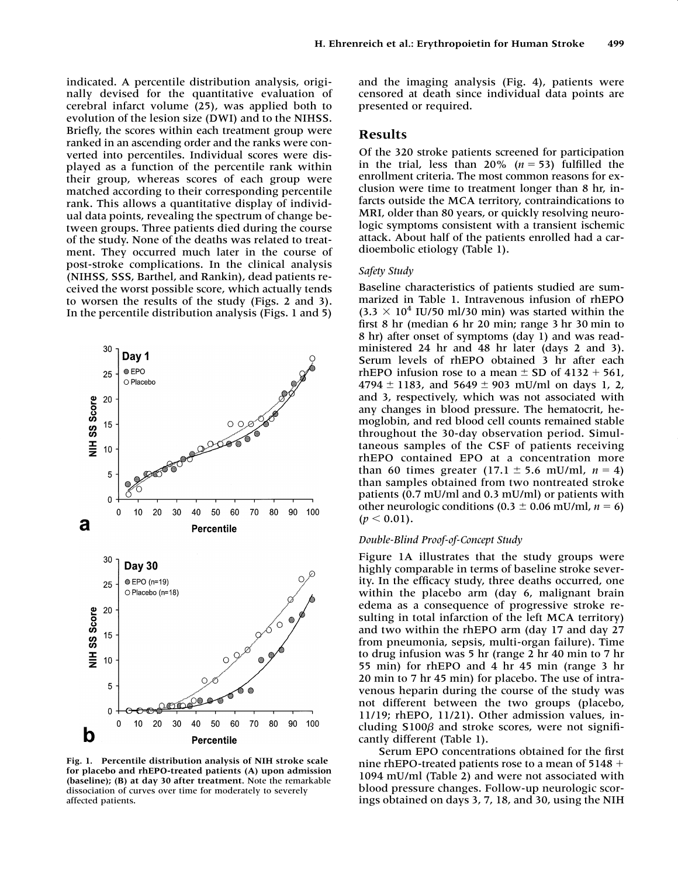indicated. A percentile distribution analysis, originally devised for the quantitative evaluation of cerebral infarct volume (25), was applied both to evolution of the lesion size (DWI) and to the NIHSS. Briefly, the scores within each treatment group were ranked in an ascending order and the ranks were converted into percentiles. Individual scores were displayed as a function of the percentile rank within their group, whereas scores of each group were matched according to their corresponding percentile rank. This allows a quantitative display of individual data points, revealing the spectrum of change between groups. Three patients died during the course of the study. None of the deaths was related to treatment. They occurred much later in the course of post-stroke complications. In the clinical analysis (NIHSS, SSS, Barthel, and Rankin), dead patients received the worst possible score, which actually tends to worsen the results of the study (Figs. 2 and 3). In the percentile distribution analysis (Figs. 1 and 5) and the imaging analysis (Fig. 4), patients were censored at death since individual data points are presented or required.

**Fig. 1. Percentile distribution analysis of NIH stroke scale for placebo and rhEPO-treated patients (A) upon admission (baseline); (B) at day 30 after treatment.** Note the remarkable dissociation of curves over time for moderately to severely affected patients.

## Results

Of the 320 stroke patients screened for participation in the trial, less than 20% ($n = 53$) fulfilled the enrollment criteria. The most common reasons for exclusion were time to treatment longer than 8 hr, infarcts outside the MCA territory, contraindications to MRI, older than 80 years, or quickly resolving neurologic symptoms consistent with a transient ischemic attack. About half of the patients enrolled had a cardioembolic etiology (Table 1).

### *Safety Study*

Baseline characteristics of patients studied are summarized in Table 1. Intravenous infusion of rhEPO ($3.3 \times 10^4$ IU/50 ml/30 min) was started within the first 8 hr (median 6 hr 20 min; range 3 hr 30 min to 8 hr) after onset of symptoms (day 1) and was readministered 24 hr and 48 hr later (days 2 and 3). Serum levels of rhEPO obtained 3 hr after each rhEPO infusion rose to a mean ± SD of 4132 + 561, 4794 ± 1183, and 5649 ± 903 mU/ml on days 1, 2, and 3, respectively, which was not associated with any changes in blood pressure. The hematocrit, hemoglobin, and red blood cell counts remained stable throughout the 30-day observation period. Simultaneous samples of the CSF of patients receiving rhEPO contained EPO at a concentration more than 60 times greater (17.1 ± 5.6 mU/ml, $n = 4$) than samples obtained from two nontreated stroke patients (0.7 mU/ml and 0.3 mU/ml) or patients with other neurologic conditions (0.3 ± 0.06 mU/ml, $n = 6$) ($p < 0.01$).

### *Double-Blind Proof-of-Concept Study*

Figure 1A illustrates that the study groups were highly comparable in terms of baseline stroke severity. In the efficacy study, three deaths occurred, one within the placebo arm (day 6, malignant brain edema as a consequence of progressive stroke resulting in total infarction of the left MCA territory) and two within the rhEPO arm (day 17 and day 27 from pneumonia, sepsis, multi-organ failure). Time to drug infusion was 5 hr (range 2 hr 40 min to 7 hr 55 min) for rhEPO and 4 hr 45 min (range 3 hr 20 min to 7 hr 45 min) for placebo. The use of intravenous heparin during the course of the study was not different between the two groups (placebo, 11/19; rhEPO, 11/21). Other admission values, including S100$\beta$ and stroke scores, were not significantly different (Table 1).

Serum EPO concentrations obtained for the first nine rhEPO-treated patients rose to a mean of 5148 + 1094 mU/ml (Table 2) and were not associated with blood pressure changes. Follow-up neurologic scorings obtained on days 3, 7, 18, and 30, using the NIH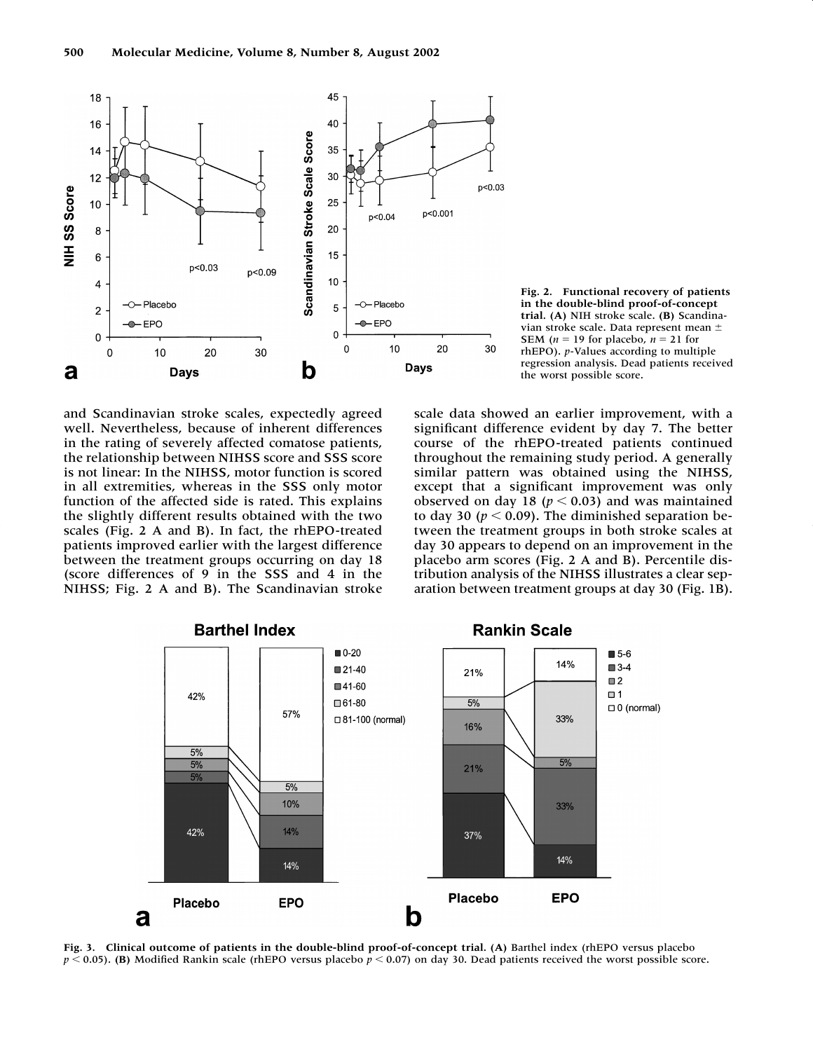Fig. 2. **Functional recovery of patients in the double-blind proof-of-concept trial.** **(A)** NIH stroke scale. **(B)** Scandinavian stroke scale. Data represent mean ± SEM ($n = 19$ for placebo, $n = 21$ for rhEPO). *p*-Values according to multiple regression analysis. Dead patients received the worst possible score.

and Scandinavian stroke scales, expectedly agreed well. Nevertheless, because of inherent differences in the rating of severely affected comatose patients, the relationship between NIHSS score and SSS score is not linear: In the NIHSS, motor function is scored in all extremities, whereas in the SSS only motor function of the affected side is rated. This explains the slightly different results obtained with the two scales (Fig. 2 A and B). In fact, the rhEPO-treated patients improved earlier with the largest difference between the treatment groups occurring on day 18 (score differences of 9 in the SSS and 4 in the NIHSS; Fig. 2 A and B). The Scandinavian stroke scale data showed an earlier improvement, with a significant difference evident by day 7. The better course of the rhEPO-treated patients continued throughout the remaining study period. A generally similar pattern was obtained using the NIHSS, except that a significant improvement was only observed on day 18 ($p < 0.03$) and was maintained to day 30 ($p < 0.09$). The diminished separation between the treatment groups in both stroke scales at day 30 appears to depend on an improvement in the placebo arm scores (Fig. 2 A and B). Percentile distribution analysis of the NIHSS illustrates a clear separation between treatment groups at day 30 (Fig. 1B).

**Fig. 3. Clinical outcome of patients in the double-blind proof-of-concept trial.** **(A)** Barthel index (rhEPO versus placebo $p < 0.05$). **(B)** Modified Rankin scale (rhEPO versus placebo $p < 0.07$) on day 30. Dead patients received the worst possible score.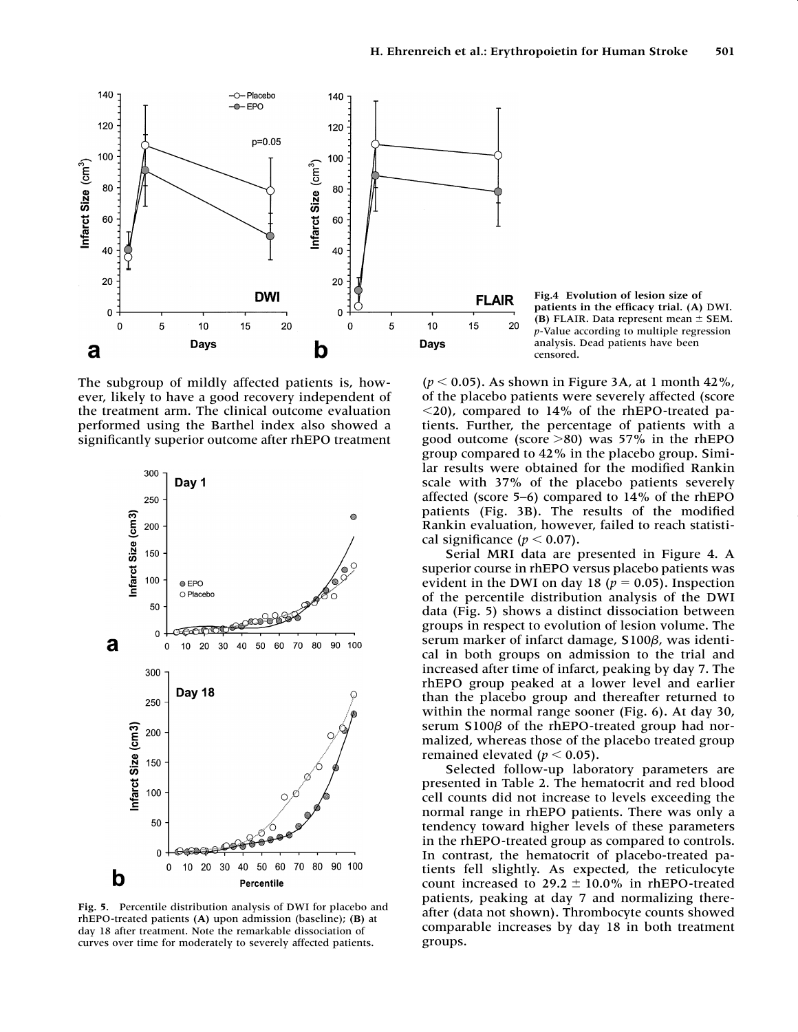**Fig.4 Evolution of lesion size of patients in the efficacy trial. (A)** DWI. **(B)** FLAIR. Data represent mean ± SEM. *p*-Value according to multiple regression analysis. Dead patients have been censored.

The subgroup of mildly affected patients is, however, likely to have a good recovery independent of the treatment arm. The clinical outcome evaluation performed using the Barthel index also showed a significantly superior outcome after rhEPO treatment ($p < 0.05$). As shown in Figure 3A, at 1 month 42%, of the placebo patients were severely affected (score <20), compared to 14% of the rhEPO-treated patients. Further, the percentage of patients with a good outcome (score >80) was 57% in the rhEPO group compared to 42% in the placebo group. Similar results were obtained for the modified Rankin scale with 37% of the placebo patients severely affected (score 5–6) compared to 14% of the rhEPO patients (Fig. 3B). The results of the modified Rankin evaluation, however, failed to reach statistical significance ($p < 0.07$).

Serial MRI data are presented in Figure 4. A superior course in rhEPO versus placebo patients was evident in the DWI on day 18 ($p = 0.05$). Inspection of the percentile distribution analysis of the DWI data (Fig. 5) shows a distinct dissociation between groups in respect to evolution of lesion volume. The serum marker of infarct damage, S100$\beta$, was identical in both groups on admission to the trial and increased after time of infarct, peaking by day 7. The rhEPO group peaked at a lower level and earlier than the placebo group and thereafter returned to within the normal range sooner (Fig. 6). At day 30, serum S100$\beta$ of the rhEPO-treated group had normalized, whereas those of the placebo treated group remained elevated ($p < 0.05$).

Selected follow-up laboratory parameters are presented in Table 2. The hematocrit and red blood cell counts did not increase to levels exceeding the normal range in rhEPO patients. There was only a tendency toward higher levels of these parameters in the rhEPO-treated group as compared to controls. In contrast, the hematocrit of placebo-treated patients fell slightly. As expected, the reticulocyte count increased to 29.2 ± 10.0% in rhEPO-treated patients, peaking at day 7 and normalizing thereafter (data not shown). Thrombocyte counts showed comparable increases by day 18 in both treatment groups.

**Fig. 5.** Percentile distribution analysis of DWI for placebo and rhEPO-treated patients **(A)** upon admission (baseline); **(B)** at day 18 after treatment. Note the remarkable dissociation of curves over time for moderately to severely affected patients.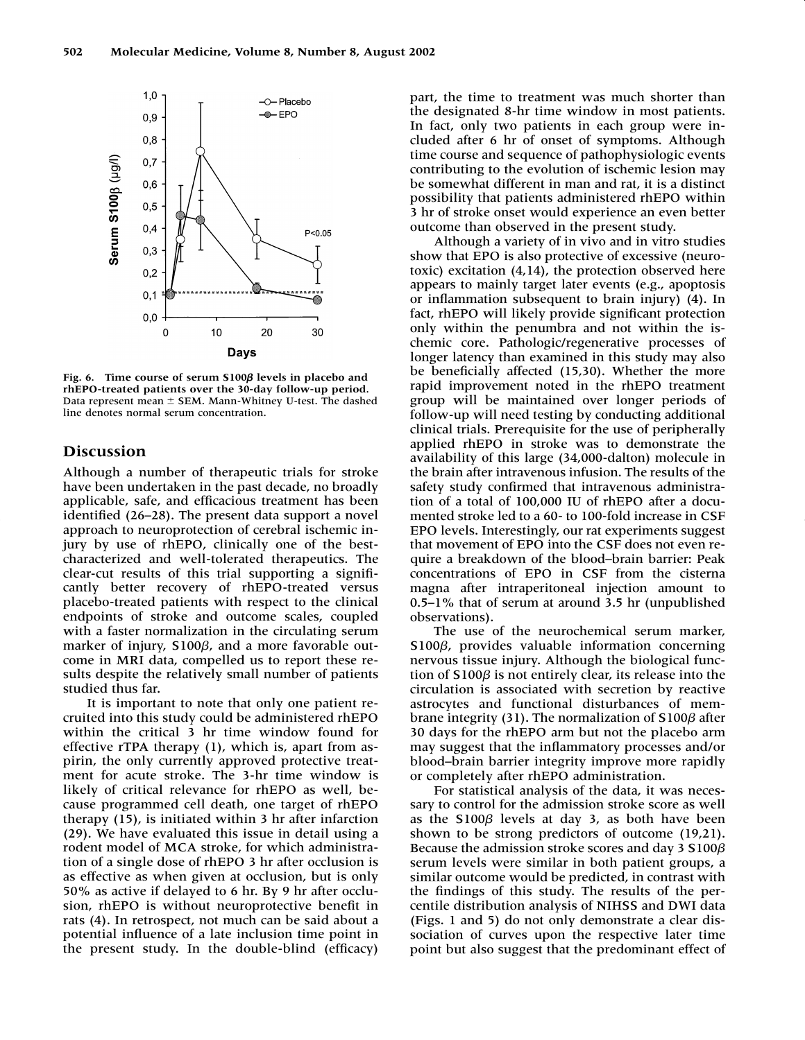Fig. 6. Time course of serum S100$\beta$ levels in placebo and rhEPO-treated patients over the 30-day follow-up period. Data represent mean ± SEM. Mann-Whitney U-test. The dashed line denotes normal serum concentration.

## Discussion

Although a number of therapeutic trials for stroke have been undertaken in the past decade, no broadly applicable, safe, and efficacious treatment has been identified (26–28). The present data support a novel approach to neuroprotection of cerebral ischemic injury by use of rhEPO, clinically one of the best-characterized and well-tolerated therapeutics. The clear-cut results of this trial supporting a significantly better recovery of rhEPO-treated versus placebo-treated patients with respect to the clinical endpoints of stroke and outcome scales, coupled with a faster normalization in the circulating serum marker of injury, S100$\beta$, and a more favorable outcome in MRI data, compelled us to report these results despite the relatively small number of patients studied thus far.

It is important to note that only one patient recruited into this study could be administered rhEPO within the critical 3 hr time window found for effective rTPA therapy (1), which is, apart from aspirin, the only currently approved protective treatment for acute stroke. The 3-hr time window is likely of critical relevance for rhEPO as well, because programmed cell death, one target of rhEPO therapy (15), is initiated within 3 hr after infarction (29). We have evaluated this issue in detail using a rodent model of MCA stroke, for which administration of a single dose of rhEPO 3 hr after occlusion is as effective as when given at occlusion, but is only 50% as active if delayed to 6 hr. By 9 hr after occlusion, rhEPO is without neuroprotective benefit in rats (4). In retrospect, not much can be said about a potential influence of a late inclusion time point in the present study. In the double-blind (efficacy) part, the time to treatment was much shorter than the designated 8-hr time window in most patients. In fact, only two patients in each group were included after 6 hr of onset of symptoms. Although time course and sequence of pathophysiologic events contributing to the evolution of ischemic lesion may be somewhat different in man and rat, it is a distinct possibility that patients administered rhEPO within 3 hr of stroke onset would experience an even better outcome than observed in the present study.

Although a variety of in vivo and in vitro studies show that EPO is also protective of excessive (neuro-toxic) excitation (4,14), the protection observed here appears to mainly target later events (e.g., apoptosis or inflammation subsequent to brain injury) (4). In fact, rhEPO will likely provide significant protection only within the penumbra and not within the ischemic core. Pathologic/regenerative processes of longer latency than examined in this study may also be beneficially affected (15,30). Whether the more rapid improvement noted in the rhEPO treatment group will be maintained over longer periods of follow-up will need testing by conducting additional clinical trials. Prerequisite for the use of peripherally applied rhEPO in stroke was to demonstrate the availability of this large (34,000-dalton) molecule in the brain after intravenous infusion. The results of the safety study confirmed that intravenous administration of a total of 100,000 IU of rhEPO after a documented stroke led to a 60- to 100-fold increase in CSF EPO levels. Interestingly, our rat experiments suggest that movement of EPO into the CSF does not even require a breakdown of the blood–brain barrier: Peak concentrations of EPO in CSF from the cisterna magna after intraperitoneal injection amount to 0.5–1% that of serum at around 3.5 hr (unpublished observations).

The use of the neurochemical serum marker, S100$\beta$, provides valuable information concerning nervous tissue injury. Although the biological function of S100$\beta$ is not entirely clear, its release into the circulation is associated with secretion by reactive astrocytes and functional disturbances of membrane integrity (31). The normalization of S100$\beta$ after 30 days for the rhEPO arm but not the placebo arm may suggest that the inflammatory processes and/or blood–brain barrier integrity improve more rapidly or completely after rhEPO administration.

For statistical analysis of the data, it was necessary to control for the admission stroke score as well as the S100$\beta$ levels at day 3, as both have been shown to be strong predictors of outcome (19,21). Because the admission stroke scores and day 3 S100$\beta$ serum levels were similar in both patient groups, a similar outcome would be predicted, in contrast with the findings of this study. The results of the percentile distribution analysis of NIHSS and DWI data (Figs. 1 and 5) do not only demonstrate a clear dissociation of curves upon the respective later time point but also suggest that the predominant effect of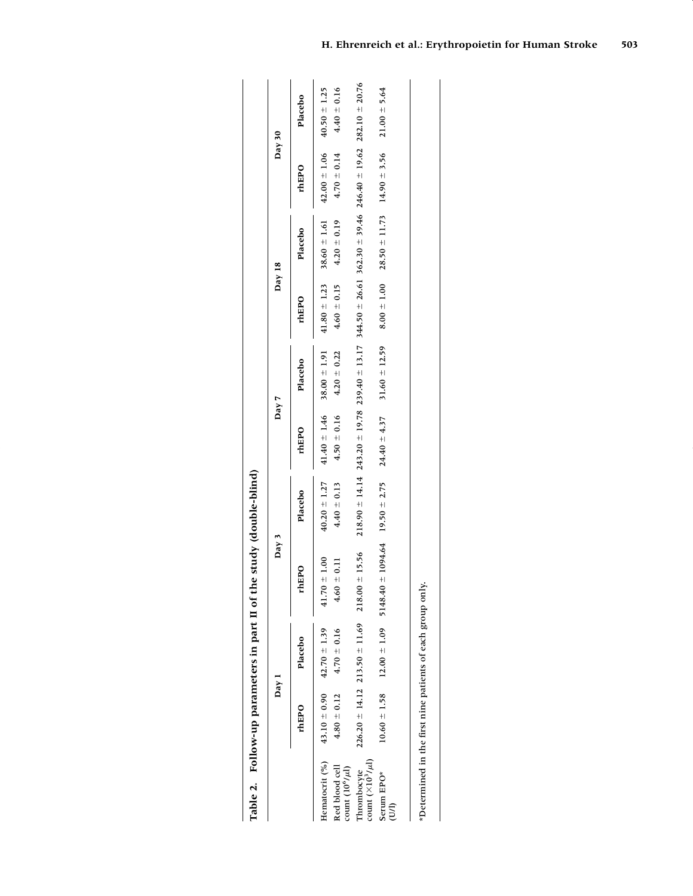**Table 2. Follow-up parameters in part II of the study (double-blind)**

| | Day 1 | | Day 3 | | Day 7 | | Day 18 | | Day 30 | |
|---|---|---|---|---|---|---|---|---|---|---|
| | rhEPO | Placebo | rhEPO | Placebo | rhEPO | Placebo | rhEPO | Placebo | rhEPO | Placebo |
| Hematocrit (%) | 43.10 ± 0.90 | 42.70 ± 1.39 | 41.70 ± 1.00 | 40.20 ± 1.27 | 41.40 ± 1.46 | 38.00 ± 1.91 | 41.80 ± 1.23 | 38.60 ± 1.61 | 42.00 ± 1.06 | 40.50 ± 1.25 |
| Red blood cell count ($10^6/\mu l$) | 4.80 ± 0.12 | 4.70 ± 0.16 | 4.60 ± 0.11 | 4.40 ± 0.13 | 4.50 ± 0.16 | 4.20 ± 0.22 | 4.60 ± 0.15 | 4.20 ± 0.19 | 4.70 ± 0.14 | 4.40 ± 0.16 |
| Thrombocyte count ($\times 10^3/\mu l$) | 226.20 ± 14.12 | 213.50 ± 11.69 | 218.00 ± 15.56 | 218.90 ± 14.14 | 243.20 ± 19.78 | 239.40 ± 13.17 | 344.50 ± 26.61 | 362.30 ± 39.46 | 246.40 ± 19.62 | 282.10 ± 20.76 |
| Serum EPO* (U/l) | 10.60 ± 1.58 | 12.00 ± 1.09 | 5148.40 ± 1094.64 | 19.50 ± 2.75 | 24.40 ± 4.37 | 31.60 ± 12.59 | 8.00 ± 1.00 | 28.50 ± 11.73 | 14.90 ± 3.56 | 21.00 ± 5.64 |

*Determined in the first nine patients of each group only.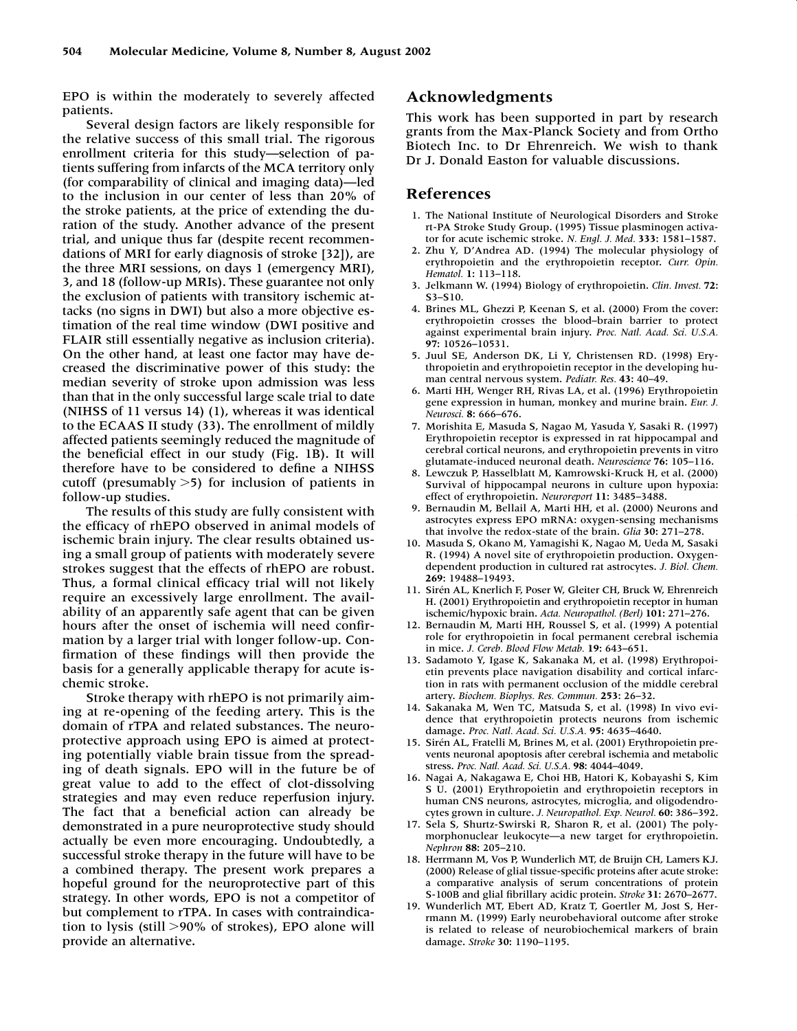EPO is within the moderately to severely affected patients.

Several design factors are likely responsible for the relative success of this small trial. The rigorous enrollment criteria for this study—selection of patients suffering from infarcts of the MCA territory only (for comparability of clinical and imaging data)—led to the inclusion in our center of less than 20% of the stroke patients, at the price of extending the duration of the study. Another advance of the present trial, and unique thus far (despite recent recommendations of MRI for early diagnosis of stroke [32]), are the three MRI sessions, on days 1 (emergency MRI), 3, and 18 (follow-up MRIs). These guarantee not only the exclusion of patients with transitory ischemic attacks (no signs in DWI) but also a more objective estimation of the real time window (DWI positive and FLAIR still essentially negative as inclusion criteria). On the other hand, at least one factor may have decreased the discriminative power of this study: the median severity of stroke upon admission was less than that in the only successful large scale trial to date (NIHSS of 11 versus 14) (1), whereas it was identical to the ECAAS II study (33). The enrollment of mildly affected patients seemingly reduced the magnitude of the beneficial effect in our study (Fig. 1B). It will therefore have to be considered to define a NIHSS cutoff (presumably >5) for inclusion of patients in follow-up studies.

The results of this study are fully consistent with the efficacy of rhEPO observed in animal models of ischemic brain injury. The clear results obtained using a small group of patients with moderately severe strokes suggest that the effects of rhEPO are robust. Thus, a formal clinical efficacy trial will not likely require an excessively large enrollment. The availability of an apparently safe agent that can be given hours after the onset of ischemia will need confirmation by a larger trial with longer follow-up. Confirmation of these findings will then provide the basis for a generally applicable therapy for acute ischemic stroke.

Stroke therapy with rhEPO is not primarily aiming at re-opening of the feeding artery. This is the domain of rTPA and related substances. The neuroprotective approach using EPO is aimed at protecting potentially viable brain tissue from the spreading of death signals. EPO will in the future be of great value to add to the effect of clot-dissolving strategies and may even reduce reperfusion injury. The fact that a beneficial action can already be demonstrated in a pure neuroprotective study should actually be even more encouraging. Undoubtedly, a successful stroke therapy in the future will have to be a combined therapy. The present work prepares a hopeful ground for the neuroprotective part of this strategy. In other words, EPO is not a competitor of but complement to rTPA. In cases with contraindication to lysis (still >90% of strokes), EPO alone will provide an alternative.

## Acknowledgments

This work has been supported in part by research grants from the Max-Planck Society and from Ortho Biotech Inc. to Dr Ehrenreich. We wish to thank Dr J. Donald Easton for valuable discussions.

## References

1. The National Institute of Neurological Disorders and Stroke rt-PA Stroke Study Group. (1995) Tissue plasminogen activator for acute ischemic stroke. *N. Engl. J. Med.* **333**: 1581–1587.
2. Zhu Y, D'Andrea AD. (1994) The molecular physiology of erythropoietin and the erythropoietin receptor. *Curr. Opin. Hematol.* **1**: 113–118.
3. Jelkmann W. (1994) Biology of erythropoietin. *Clin. Invest.* **72**: S3–S10.
4. Brines ML, Ghezzi P, Keenan S, et al. (2000) From the cover: erythropoietin crosses the blood–brain barrier to protect against experimental brain injury. *Proc. Natl. Acad. Sci. U.S.A.* **97**: 10526–10531.
5. Juul SE, Anderson DK, Li Y, Christensen RD. (1998) Erythropoietin and erythropoietin receptor in the developing human central nervous system. *Pediatr. Res.* **43**: 40–49.
6. Marti HH, Wenger RH, Rivas LA, et al. (1996) Erythropoietin gene expression in human, monkey and murine brain. *Eur. J. Neurosci.* **8**: 666–676.
7. Morishita E, Masuda S, Nagao M, Yasuda Y, Sasaki R. (1997) Erythropoietin receptor is expressed in rat hippocampal and cerebral cortical neurons, and erythropoietin prevents in vitro glutamate-induced neuronal death. *Neuroscience* **76**: 105–116.
8. Lewczuk P, Hasselblatt M, Kamrowski-Kruck H, et al. (2000) Survival of hippocampal neurons in culture upon hypoxia: effect of erythropoietin. *Neuroreport* **11**: 3485–3488.
9. Bernaudin M, Bellail A, Marti HH, et al. (2000) Neurons and astrocytes express EPO mRNA: oxygen-sensing mechanisms that involve the redox-state of the brain. *Glia* **30**: 271–278.
10. Masuda S, Okano M, Yamagishi K, Nagao M, Ueda M, Sasaki R. (1994) A novel site of erythropoietin production. Oxygen-dependent production in cultured rat astrocytes. *J. Biol. Chem.* **269**: 19488–19493.
11. Sirén AL, Knerlich F, Poser W, Gleiter CH, Bruck W, Ehrenreich H. (2001) Erythropoietin and erythropoietin receptor in human ischemic/hypoxic brain. *Acta. Neuropathol. (Berl)* **101**: 271–276.
12. Bernaudin M, Marti HH, Roussel S, et al. (1999) A potential role for erythropoietin in focal permanent cerebral ischemia in mice. *J. Cereb. Blood Flow Metab.* **19**: 643–651.
13. Sadamoto Y, Igase K, Sakanaka M, et al. (1998) Erythropoietin prevents place navigation disability and cortical infarction in rats with permanent occlusion of the middle cerebral artery. *Biochem. Biophys. Res. Commun.* **253**: 26–32.
14. Sakanaka M, Wen TC, Matsuda S, et al. (1998) In vivo evidence that erythropoietin protects neurons from ischemic damage. *Proc. Natl. Acad. Sci. U.S.A.* **95**: 4635–4640.
15. Sirén AL, Fratelli M, Brines M, et al. (2001) Erythropoietin prevents neuronal apoptosis after cerebral ischemia and metabolic stress. *Proc. Natl. Acad. Sci. U.S.A.* **98**: 4044–4049.
16. Nagai A, Nakagawa E, Choi HB, Hatori K, Kobayashi S, Kim S U. (2001) Erythropoietin and erythropoietin receptors in human CNS neurons, astrocytes, microglia, and oligodendrocytes grown in culture. *J. Neuropathol. Exp. Neurol.* **60**: 386–392.
17. Sela S, Shurtz-Swirski R, Sharon R, et al. (2001) The polymorphonuclear leukocyte—a new target for erythropoietin. *Nephron* **88**: 205–210.
18. Herrmann M, Vos P, Wunderlich MT, de Bruijn CH, Lamers KJ. (2000) Release of glial tissue-specific proteins after acute stroke: a comparative analysis of serum concentrations of protein S-100B and glial fibrillary acidic protein. *Stroke* **31**: 2670–2677.
19. Wunderlich MT, Ebert AD, Kratz T, Goertler M, Jost S, Herrmann M. (1999) Early neurobehavioral outcome after stroke is related to release of neurobiochemical markers of brain damage. *Stroke* **30**: 1190–1195.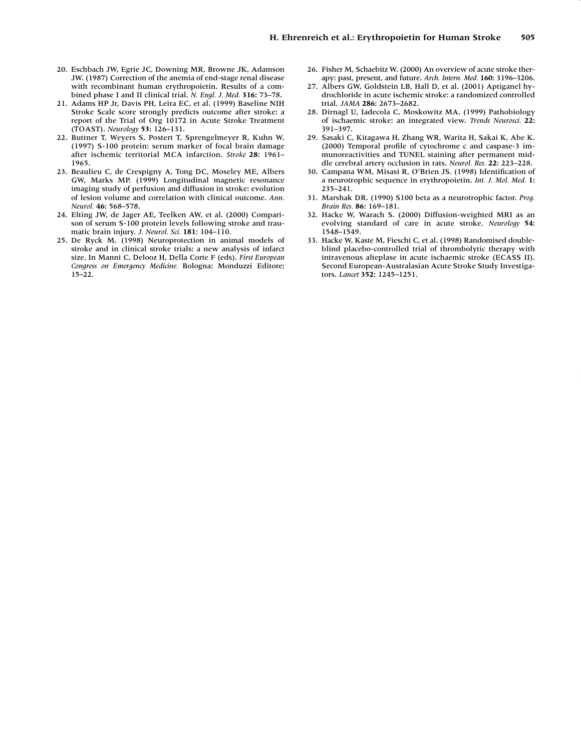20. Eschbach JW, Egrie JC, Downing MR, Browne JK, Adamson JW. (1987) Correction of the anemia of end-stage renal disease with recombinant human erythropoietin. Results of a combined phase I and II clinical trial. *N. Engl. J. Med.* **316**: 73–78.
21. Adams HP Jr, Davis PH, Leira EC, et al. (1999) Baseline NIH Stroke Scale score strongly predicts outcome after stroke: a report of the Trial of Org 10172 in Acute Stroke Treatment (TOAST). *Neurology* **53**: 126–131.
22. Buttner T, Weyers S, Postert T, Sprengelmeyer R, Kuhn W. (1997) S-100 protein: serum marker of focal brain damage after ischemic territorial MCA infarction. *Stroke* **28**: 1961–1965.
23. Beaulieu C, de Crespigny A, Tong DC, Moseley ME, Albers GW, Marks MP. (1999) Longitudinal magnetic resonance imaging study of perfusion and diffusion in stroke: evolution of lesion volume and correlation with clinical outcome. *Ann. Neurol.* **46**: 568–578.
24. Elting JW, de Jager AE, Teelken AW, et al. (2000) Comparison of serum S-100 protein levels following stroke and traumatic brain injury. *J. Neurol. Sci.* **181**: 104–110.
25. De Ryck M. (1998) Neuroprotection in animal models of stroke and in clinical stroke trials: a new analysis of infarct size. In Manni C, Delooz H, Della Corte F (eds). *First European Congress on Emergency Medicine.* Bologna: Monduzzi Editore; 15–22.
26. Fisher M, Schaebitz W. (2000) An overview of acute stroke therapy: past, present, and future. *Arch. Intern. Med.* **160**: 3196–3206.
27. Albers GW, Goldstein LB, Hall D, et al. (2001) Aptiganel hydrochloride in acute ischemic stroke: a randomized controlled trial. *JAMA* **286**: 2673–2682.
28. Dirnagl U, Iadecola C, Moskowitz MA. (1999) Pathobiology of ischaemic stroke: an integrated view. *Trends Neurosci.* **22**: 391–397.
29. Sasaki C, Kitagawa H, Zhang WR, Warita H, Sakai K, Abe K. (2000) Temporal profile of cytochrome c and caspase-3 immunoreactivities and TUNEL staining after permanent middle cerebral artery occlusion in rats. *Neurol. Res.* **22**: 223–228.
30. Campana WM, Misasi R, O'Brien JS. (1998) Identification of a neurotrophic sequence in erythropoietin. *Int. J. Mol. Med.* **1**: 235–241.
31. Marshak DR. (1990) S100 beta as a neurotrophic factor. *Prog. Brain Res.* **86**: 169–181.
32. Hacke W, Warach S. (2000) Diffusion-weighted MRI as an evolving standard of care in acute stroke. *Neurology* **54**: 1548–1549.
33. Hacke W, Kaste M, Fieschi C, et al. (1998) Randomised double-blind placebo-controlled trial of thrombolytic therapy with intravenous alteplase in acute ischaemic stroke (ECASS II). Second European-Australasian Acute Stroke Study Investigators. *Lancet* **352**: 1245–1251.